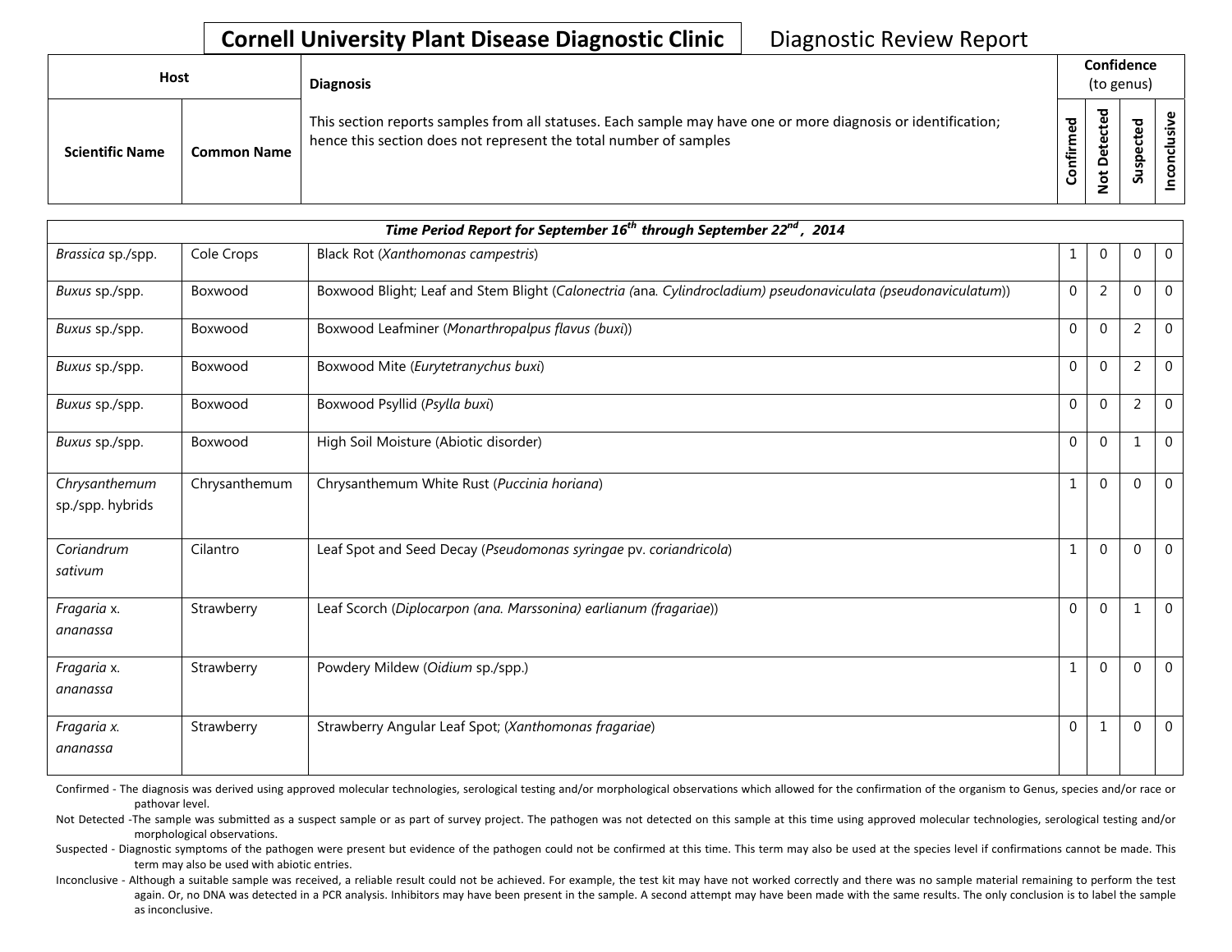**Cornell University Plant Disease Diagnostic Clinic** | Diagnostic Review Report

| Host | | Diagnosis | Confidence (to genus) | | | |
|---|---|---|---|---|---|---|
| Scientific Name | Common Name | This section reports samples from all statuses. Each sample may have one or more diagnosis or identification; hence this section does not represent the total number of samples | Confirmed | Not Detected | Suspected | Inconclusive |
| ***Time Period Report for September 16th through September 22nd , 2014*** | | | | | | |
| *Brassica* sp./spp. | Cole Crops | Black Rot (*Xanthomonas campestris*) | 1 | 0 | 0 | 0 |
| *Buxus* sp./spp. | Boxwood | Boxwood Blight; Leaf and Stem Blight (*Calonectria (*ana*. Cylindrocladium) pseudonaviculata (pseudonaviculatum)*) | 0 | 2 | 0 | 0 |
| *Buxus* sp./spp. | Boxwood | Boxwood Leafminer (*Monarthropalpus flavus (buxi)*) | 0 | 0 | 2 | 0 |
| *Buxus* sp./spp. | Boxwood | Boxwood Mite (*Eurytetranychus buxi*) | 0 | 0 | 2 | 0 |
| *Buxus* sp./spp. | Boxwood | Boxwood Psyllid (*Psylla buxi*) | 0 | 0 | 2 | 0 |
| *Buxus* sp./spp. | Boxwood | High Soil Moisture (Abiotic disorder) | 0 | 0 | 1 | 0 |
| *Chrysanthemum* sp./spp. hybrids | Chrysanthemum | Chrysanthemum White Rust (*Puccinia horiana*) | 1 | 0 | 0 | 0 |
| *Coriandrum sativum* | Cilantro | Leaf Spot and Seed Decay (*Pseudomonas syringae* pv. *coriandricola*) | 1 | 0 | 0 | 0 |
| *Fragaria* x. *ananassa* | Strawberry | Leaf Scorch (*Diplocarpon (ana. Marssonina) earlianum (fragariae)*) | 0 | 0 | 1 | 0 |
| *Fragaria* x. *ananassa* | Strawberry | Powdery Mildew (*Oidium* sp./spp.) | 1 | 0 | 0 | 0 |
| *Fragaria x. ananassa* | Strawberry | Strawberry Angular Leaf Spot; (*Xanthomonas fragariae*) | 0 | 1 | 0 | 0 |

Confirmed - The diagnosis was derived using approved molecular technologies, serological testing and/or morphological observations which allowed for the confirmation of the organism to Genus, species and/or race or pathovar level.

Not Detected -The sample was submitted as a suspect sample or as part of survey project. The pathogen was not detected on this sample at this time using approved molecular technologies, serological testing and/or morphological observations.

Suspected - Diagnostic symptoms of the pathogen were present but evidence of the pathogen could not be confirmed at this time. This term may also be used at the species level if confirmations cannot be made. This term may also be used with abiotic entries.

Inconclusive - Although a suitable sample was received, a reliable result could not be achieved. For example, the test kit may have not worked correctly and there was no sample material remaining to perform the test again. Or, no DNA was detected in a PCR analysis. Inhibitors may have been present in the sample. A second attempt may have been made with the same results. The only conclusion is to label the sample as inconclusive.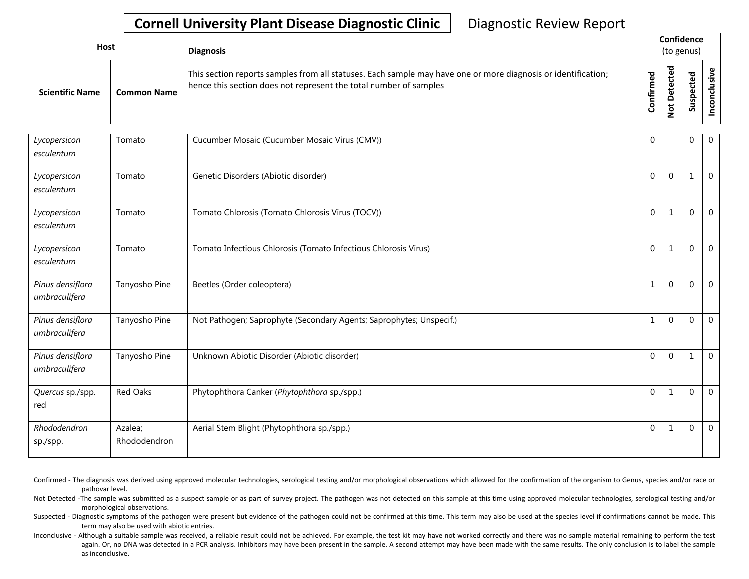# Cornell University Plant Disease Diagnostic Clinic

Diagnostic Review Report

| Host | | Diagnosis | Confidence (to genus) | | | |
|---|---|---|---|---|---|---|
| Scientific Name | Common Name | This section reports samples from all statuses. Each sample may have one or more diagnosis or identification; hence this section does not represent the total number of samples | Confirmed | Not Detected | Suspected | Inconclusive |
| *Lycopersicon esculentum* | Tomato | Cucumber Mosaic (Cucumber Mosaic Virus (CMV)) | 0 | | 0 | 0 |
| *Lycopersicon esculentum* | Tomato | Genetic Disorders (Abiotic disorder) | 0 | 0 | 1 | 0 |
| *Lycopersicon esculentum* | Tomato | Tomato Chlorosis (Tomato Chlorosis Virus (TOCV)) | 0 | 1 | 0 | 0 |
| *Lycopersicon esculentum* | Tomato | Tomato Infectious Chlorosis (Tomato Infectious Chlorosis Virus) | 0 | 1 | 0 | 0 |
| *Pinus densiflora umbraculifera* | Tanyosho Pine | Beetles (Order coleoptera) | 1 | 0 | 0 | 0 |
| *Pinus densiflora umbraculifera* | Tanyosho Pine | Not Pathogen; Saprophyte (Secondary Agents; Saprophytes; Unspecif.) | 1 | 0 | 0 | 0 |
| *Pinus densiflora umbraculifera* | Tanyosho Pine | Unknown Abiotic Disorder (Abiotic disorder) | 0 | 0 | 1 | 0 |
| *Quercus* sp./spp. red | Red Oaks | Phytophthora Canker (*Phytophthora* sp./spp.) | 0 | 1 | 0 | 0 |
| *Rhododendron* sp./spp. | Azalea; Rhododendron | Aerial Stem Blight (Phytophthora sp./spp.) | 0 | 1 | 0 | 0 |

Confirmed - The diagnosis was derived using approved molecular technologies, serological testing and/or morphological observations which allowed for the confirmation of the organism to Genus, species and/or race or pathovar level.

Not Detected -The sample was submitted as a suspect sample or as part of survey project. The pathogen was not detected on this sample at this time using approved molecular technologies, serological testing and/or morphological observations.

Suspected - Diagnostic symptoms of the pathogen were present but evidence of the pathogen could not be confirmed at this time. This term may also be used at the species level if confirmations cannot be made. This term may also be used with abiotic entries.

Inconclusive - Although a suitable sample was received, a reliable result could not be achieved. For example, the test kit may have not worked correctly and there was no sample material remaining to perform the test again. Or, no DNA was detected in a PCR analysis. Inhibitors may have been present in the sample. A second attempt may have been made with the same results. The only conclusion is to label the sample as inconclusive.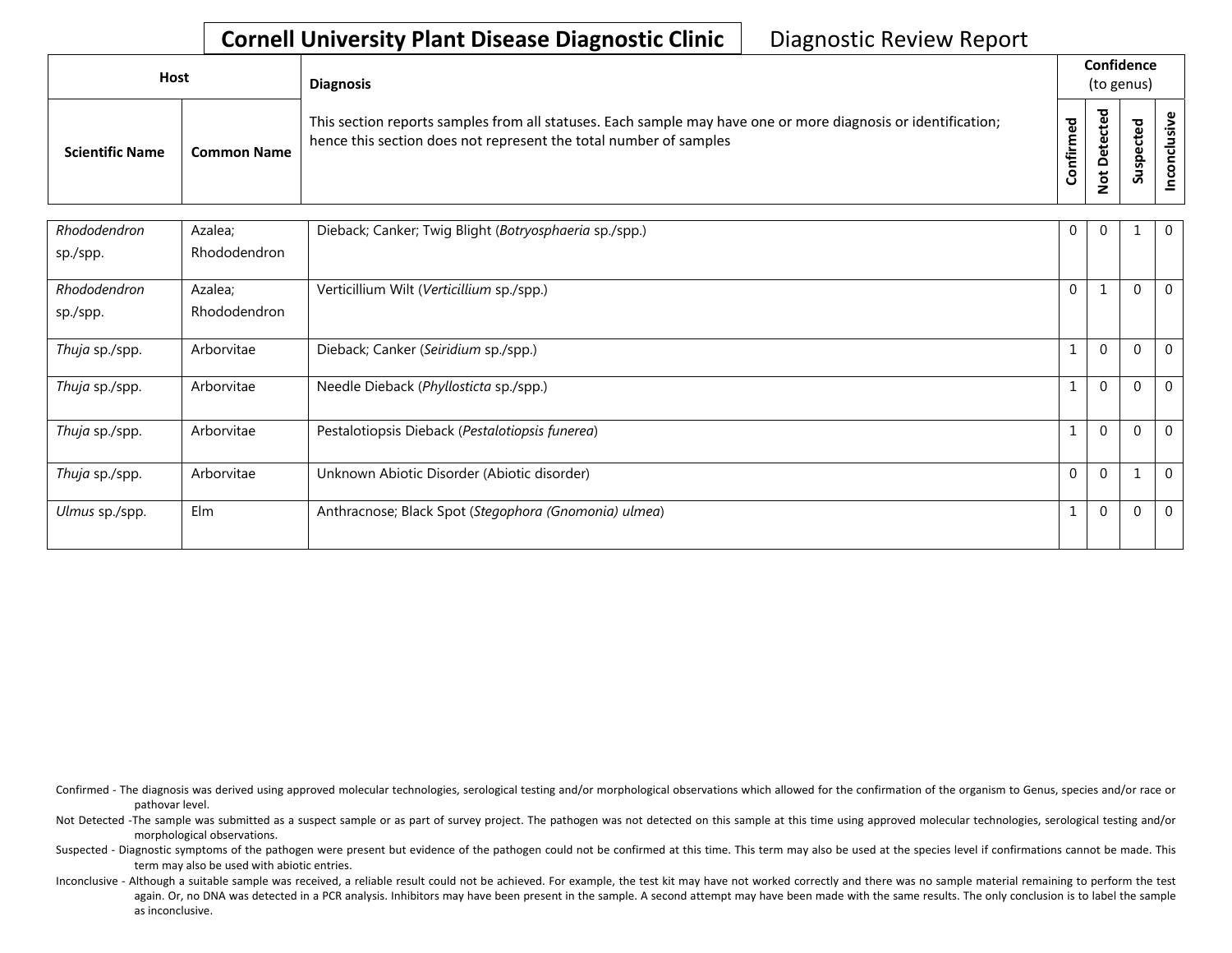**Cornell University Plant Disease Diagnostic Clinic** Diagnostic Review Report

| Host | | Diagnosis | Confidence (to genus) | | | |
|---|---|---|---|---|---|---|
| **Scientific Name** | **Common Name** | This section reports samples from all statuses. Each sample may have one or more diagnosis or identification; hence this section does not represent the total number of samples | **Confirmed** | **Not Detected** | **Suspected** | **Inconclusive** |
| *Rhododendron* sp./spp. | Azalea; Rhododendron | Dieback; Canker; Twig Blight (*Botryosphaeria* sp./spp.) | 0 | 0 | 1 | 0 |
| *Rhododendron* sp./spp. | Azalea; Rhododendron | Verticillium Wilt (*Verticillium* sp./spp.) | 0 | 1 | 0 | 0 |
| *Thuja* sp./spp. | Arborvitae | Dieback; Canker (*Seiridium* sp./spp.) | 1 | 0 | 0 | 0 |
| *Thuja* sp./spp. | Arborvitae | Needle Dieback (*Phyllosticta* sp./spp.) | 1 | 0 | 0 | 0 |
| *Thuja* sp./spp. | Arborvitae | Pestalotiopsis Dieback (*Pestalotiopsis funerea*) | 1 | 0 | 0 | 0 |
| *Thuja* sp./spp. | Arborvitae | Unknown Abiotic Disorder (Abiotic disorder) | 0 | 0 | 1 | 0 |
| *Ulmus* sp./spp. | Elm | Anthracnose; Black Spot (*Stegophora (Gnomonia) ulmea*) | 1 | 0 | 0 | 0 |

Confirmed - The diagnosis was derived using approved molecular technologies, serological testing and/or morphological observations which allowed for the confirmation of the organism to Genus, species and/or race or pathovar level.

Not Detected -The sample was submitted as a suspect sample or as part of survey project. The pathogen was not detected on this sample at this time using approved molecular technologies, serological testing and/or morphological observations.

Suspected - Diagnostic symptoms of the pathogen were present but evidence of the pathogen could not be confirmed at this time. This term may also be used at the species level if confirmations cannot be made. This term may also be used with abiotic entries.

Inconclusive - Although a suitable sample was received, a reliable result could not be achieved. For example, the test kit may have not worked correctly and there was no sample material remaining to perform the test again. Or, no DNA was detected in a PCR analysis. Inhibitors may have been present in the sample. A second attempt may have been made with the same results. The only conclusion is to label the sample as inconclusive.